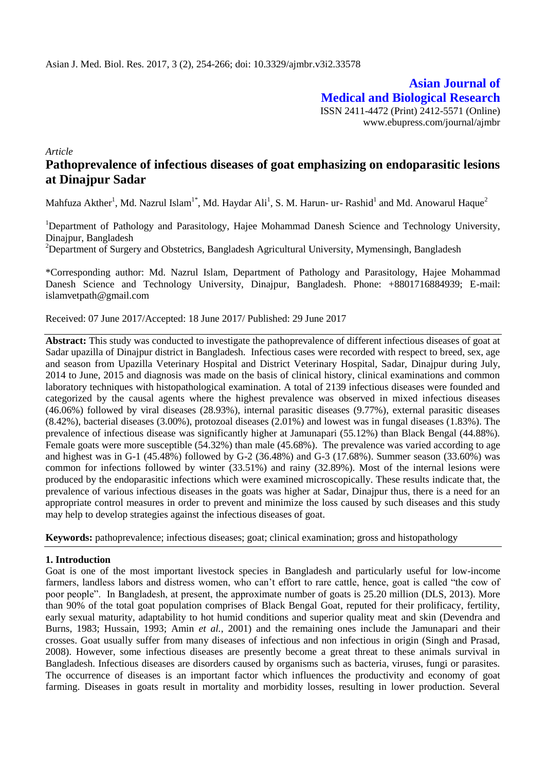**Asian Journal of Medical and Biological Research**

ISSN 2411-4472 (Print) 2412-5571 (Online)
www.ebupress.com/journal/ajmbr

*Article*

# Pathoprevalence of infectious diseases of goat emphasizing on endoparasitic lesions at Dinajpur Sadar

Mahfuza Akther[1], Md. Nazrul Islam[1*], Md. Haydar Ali[1], S. M. Harun- ur- Rashid[1] and Md. Anowarul Haque[2]

[1]Department of Pathology and Parasitology, Hajee Mohammad Danesh Science and Technology University, Dinajpur, Bangladesh

[2]Department of Surgery and Obstetrics, Bangladesh Agricultural University, Mymensingh, Bangladesh

*Corresponding author: Md. Nazrul Islam, Department of Pathology and Parasitology, Hajee Mohammad Danesh Science and Technology University, Dinajpur, Bangladesh. Phone: +8801716884939; E-mail: islamvetpath@gmail.com

Received: 07 June 2017/Accepted: 18 June 2017/ Published: 29 June 2017

**Abstract:** This study was conducted to investigate the pathoprevalence of different infectious diseases of goat at Sadar upazilla of Dinajpur district in Bangladesh. Infectious cases were recorded with respect to breed, sex, age and season from Upazilla Veterinary Hospital and District Veterinary Hospital, Sadar, Dinajpur during July, 2014 to June, 2015 and diagnosis was made on the basis of clinical history, clinical examinations and common laboratory techniques with histopathological examination. A total of 2139 infectious diseases were founded and categorized by the causal agents where the highest prevalence was observed in mixed infectious diseases (46.06%) followed by viral diseases (28.93%), internal parasitic diseases (9.77%), external parasitic diseases (8.42%), bacterial diseases (3.00%), protozoal diseases (2.01%) and lowest was in fungal diseases (1.83%). The prevalence of infectious disease was significantly higher at Jamunapari (55.12%) than Black Bengal (44.88%). Female goats were more susceptible (54.32%) than male (45.68%). The prevalence was varied according to age and highest was in G-1 (45.48%) followed by G-2 (36.48%) and G-3 (17.68%). Summer season (33.60%) was common for infections followed by winter (33.51%) and rainy (32.89%). Most of the internal lesions were produced by the endoparasitic infections which were examined microscopically. These results indicate that, the prevalence of various infectious diseases in the goats was higher at Sadar, Dinajpur thus, there is a need for an appropriate control measures in order to prevent and minimize the loss caused by such diseases and this study may help to develop strategies against the infectious diseases of goat.

**Keywords:** pathoprevalence; infectious diseases; goat; clinical examination; gross and histopathology

## 1. Introduction

Goat is one of the most important livestock species in Bangladesh and particularly useful for low-income farmers, landless labors and distress women, who can't effort to rare cattle, hence, goat is called "the cow of poor people". In Bangladesh, at present, the approximate number of goats is 25.20 million (DLS, 2013). More than 90% of the total goat population comprises of Black Bengal Goat, reputed for their prolificacy, fertility, early sexual maturity, adaptability to hot humid conditions and superior quality meat and skin (Devendra and Burns, 1983; Hussain, 1993; Amin *et al.*, 2001) and the remaining ones include the Jamunapari and their crosses. Goat usually suffer from many diseases of infectious and non infectious in origin (Singh and Prasad, 2008). However, some infectious diseases are presently become a great threat to these animals survival in Bangladesh. Infectious diseases are disorders caused by organisms such as bacteria, viruses, fungi or parasites. The occurrence of diseases is an important factor which influences the productivity and economy of goat farming. Diseases in goats result in mortality and morbidity losses, resulting in lower production. Several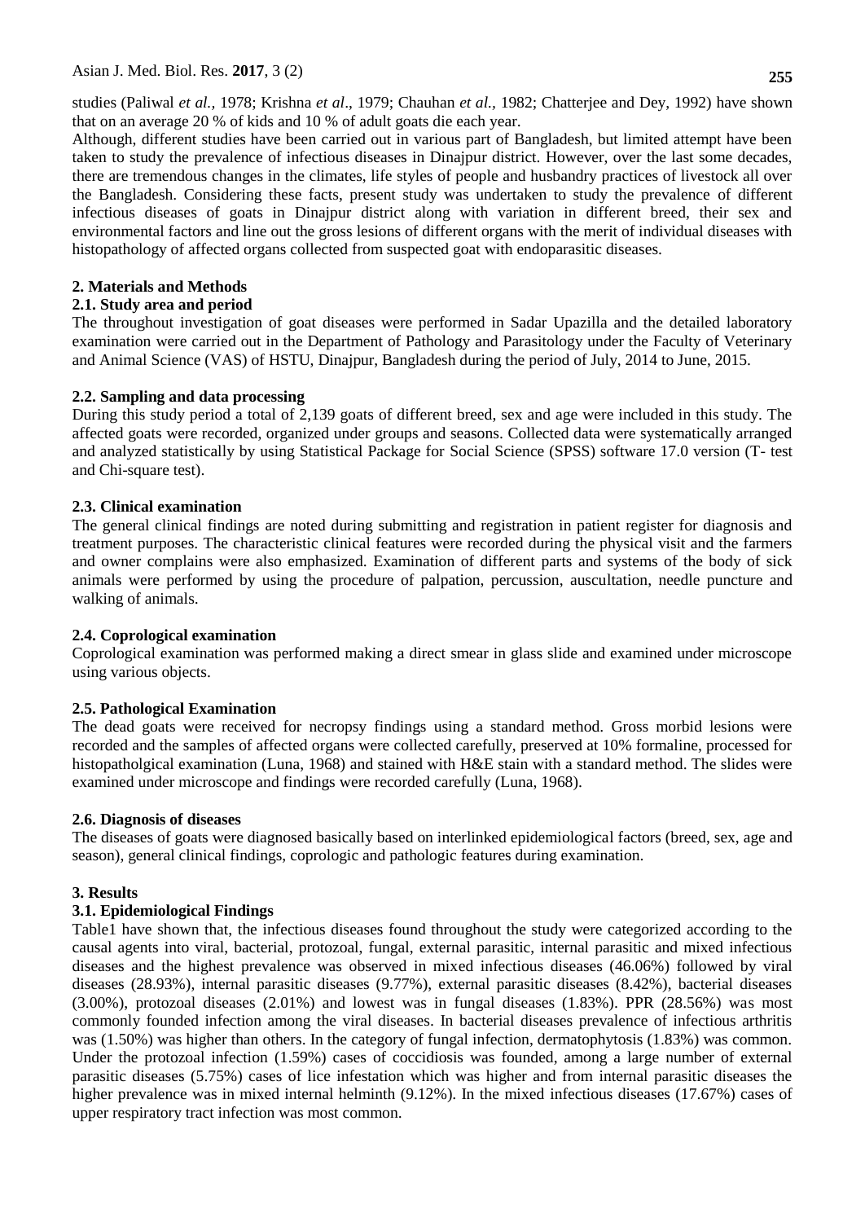studies (Paliwal *et al.,* 1978; Krishna *et al*., 1979; Chauhan *et al.,* 1982; Chatterjee and Dey, 1992) have shown that on an average 20 % of kids and 10 % of adult goats die each year.

Although, different studies have been carried out in various part of Bangladesh, but limited attempt have been taken to study the prevalence of infectious diseases in Dinajpur district. However, over the last some decades, there are tremendous changes in the climates, life styles of people and husbandry practices of livestock all over the Bangladesh. Considering these facts, present study was undertaken to study the prevalence of different infectious diseases of goats in Dinajpur district along with variation in different breed, their sex and environmental factors and line out the gross lesions of different organs with the merit of individual diseases with histopathology of affected organs collected from suspected goat with endoparasitic diseases.

## 2. Materials and Methods

### 2.1. Study area and period

The throughout investigation of goat diseases were performed in Sadar Upazilla and the detailed laboratory examination were carried out in the Department of Pathology and Parasitology under the Faculty of Veterinary and Animal Science (VAS) of HSTU, Dinajpur, Bangladesh during the period of July, 2014 to June, 2015.

### 2.2. Sampling and data processing

During this study period a total of 2,139 goats of different breed, sex and age were included in this study. The affected goats were recorded, organized under groups and seasons. Collected data were systematically arranged and analyzed statistically by using Statistical Package for Social Science (SPSS) software 17.0 version (T- test and Chi-square test).

### 2.3. Clinical examination

The general clinical findings are noted during submitting and registration in patient register for diagnosis and treatment purposes. The characteristic clinical features were recorded during the physical visit and the farmers and owner complains were also emphasized. Examination of different parts and systems of the body of sick animals were performed by using the procedure of palpation, percussion, auscultation, needle puncture and walking of animals.

### 2.4. Coprological examination

Coprological examination was performed making a direct smear in glass slide and examined under microscope using various objects.

### 2.5. Pathological Examination

The dead goats were received for necropsy findings using a standard method. Gross morbid lesions were recorded and the samples of affected organs were collected carefully, preserved at 10% formaline, processed for histopatholgical examination (Luna, 1968) and stained with H&E stain with a standard method. The slides were examined under microscope and findings were recorded carefully (Luna, 1968).

### 2.6. Diagnosis of diseases

The diseases of goats were diagnosed basically based on interlinked epidemiological factors (breed, sex, age and season), general clinical findings, coprologic and pathologic features during examination.

## 3. Results

### 3.1. Epidemiological Findings

Table1 have shown that, the infectious diseases found throughout the study were categorized according to the causal agents into viral, bacterial, protozoal, fungal, external parasitic, internal parasitic and mixed infectious diseases and the highest prevalence was observed in mixed infectious diseases (46.06%) followed by viral diseases (28.93%), internal parasitic diseases (9.77%), external parasitic diseases (8.42%), bacterial diseases (3.00%), protozoal diseases (2.01%) and lowest was in fungal diseases (1.83%). PPR (28.56%) was most commonly founded infection among the viral diseases. In bacterial diseases prevalence of infectious arthritis was (1.50%) was higher than others. In the category of fungal infection, dermatophytosis (1.83%) was common. Under the protozoal infection (1.59%) cases of coccidiosis was founded, among a large number of external parasitic diseases (5.75%) cases of lice infestation which was higher and from internal parasitic diseases the higher prevalence was in mixed internal helminth (9.12%). In the mixed infectious diseases (17.67%) cases of upper respiratory tract infection was most common.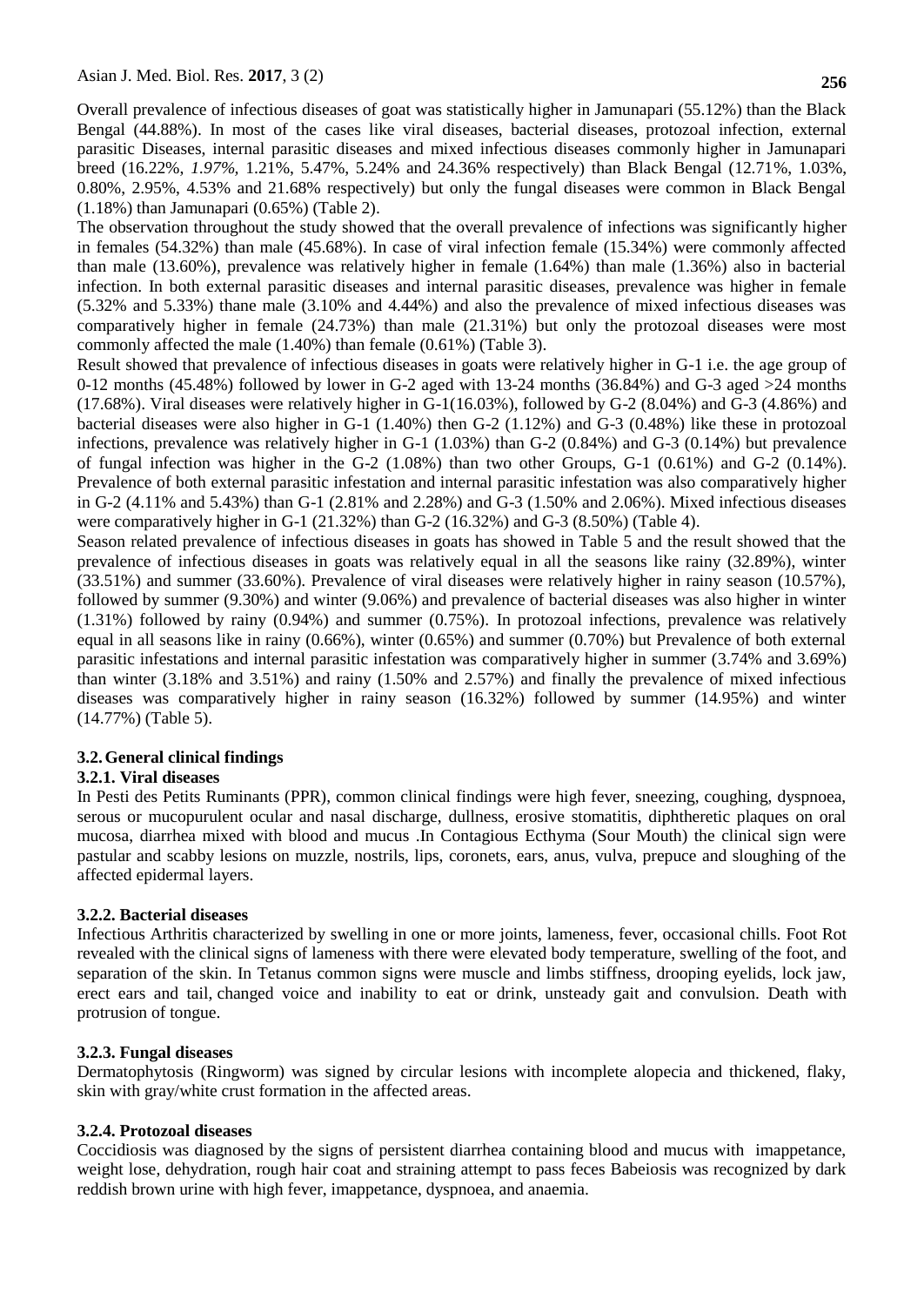Overall prevalence of infectious diseases of goat was statistically higher in Jamunapari (55.12%) than the Black Bengal (44.88%). In most of the cases like viral diseases, bacterial diseases, protozoal infection, external parasitic Diseases, internal parasitic diseases and mixed infectious diseases commonly higher in Jamunapari breed (16.22%, *1.97%*, 1.21%, 5.47%, 5.24% and 24.36% respectively) than Black Bengal (12.71%, 1.03%, 0.80%, 2.95%, 4.53% and 21.68% respectively) but only the fungal diseases were common in Black Bengal (1.18%) than Jamunapari (0.65%) (Table 2).

The observation throughout the study showed that the overall prevalence of infections was significantly higher in females (54.32%) than male (45.68%). In case of viral infection female (15.34%) were commonly affected than male (13.60%), prevalence was relatively higher in female (1.64%) than male (1.36%) also in bacterial infection. In both external parasitic diseases and internal parasitic diseases, prevalence was higher in female (5.32% and 5.33%) thane male (3.10% and 4.44%) and also the prevalence of mixed infectious diseases was comparatively higher in female (24.73%) than male (21.31%) but only the protozoal diseases were most commonly affected the male (1.40%) than female (0.61%) (Table 3).

Result showed that prevalence of infectious diseases in goats were relatively higher in G-1 i.e. the age group of 0-12 months (45.48%) followed by lower in G-2 aged with 13-24 months (36.84%) and G-3 aged >24 months (17.68%). Viral diseases were relatively higher in G-1(16.03%), followed by G-2 (8.04%) and G-3 (4.86%) and bacterial diseases were also higher in G-1 (1.40%) then G-2 (1.12%) and G-3 (0.48%) like these in protozoal infections, prevalence was relatively higher in G-1 (1.03%) than G-2 (0.84%) and G-3 (0.14%) but prevalence of fungal infection was higher in the G-2 (1.08%) than two other Groups, G-1 (0.61%) and G-2 (0.14%). Prevalence of both external parasitic infestation and internal parasitic infestation was also comparatively higher in G-2 (4.11% and 5.43%) than G-1 (2.81% and 2.28%) and G-3 (1.50% and 2.06%). Mixed infectious diseases were comparatively higher in G-1 (21.32%) than G-2 (16.32%) and G-3 (8.50%) (Table 4).

Season related prevalence of infectious diseases in goats has showed in Table 5 and the result showed that the prevalence of infectious diseases in goats was relatively equal in all the seasons like rainy (32.89%), winter (33.51%) and summer (33.60%). Prevalence of viral diseases were relatively higher in rainy season (10.57%), followed by summer (9.30%) and winter (9.06%) and prevalence of bacterial diseases was also higher in winter (1.31%) followed by rainy (0.94%) and summer (0.75%). In protozoal infections, prevalence was relatively equal in all seasons like in rainy (0.66%), winter (0.65%) and summer (0.70%) but Prevalence of both external parasitic infestations and internal parasitic infestation was comparatively higher in summer (3.74% and 3.69%) than winter (3.18% and 3.51%) and rainy (1.50% and 2.57%) and finally the prevalence of mixed infectious diseases was comparatively higher in rainy season (16.32%) followed by summer (14.95%) and winter (14.77%) (Table 5).

## 3.2. General clinical findings

### 3.2.1. Viral diseases

In Pesti des Petits Ruminants (PPR), common clinical findings were high fever, sneezing, coughing, dyspnoea, serous or mucopurulent ocular and nasal discharge, dullness, erosive stomatitis, diphtheretic plaques on oral mucosa, diarrhea mixed with blood and mucus .In Contagious Ecthyma (Sour Mouth) the clinical sign were pastular and scabby lesions on muzzle, nostrils, lips, coronets, ears, anus, vulva, prepuce and sloughing of the affected epidermal layers.

### 3.2.2. Bacterial diseases

Infectious Arthritis characterized by swelling in one or more joints, lameness, fever, occasional chills. Foot Rot revealed with the clinical signs of lameness with there were elevated body temperature, swelling of the foot, and separation of the skin. In Tetanus common signs were muscle and limbs stiffness, drooping eyelids, lock jaw, erect ears and tail, changed voice and inability to eat or drink, unsteady gait and convulsion. Death with protrusion of tongue.

### 3.2.3. Fungal diseases

Dermatophytosis (Ringworm) was signed by circular lesions with incomplete alopecia and thickened, flaky, skin with gray/white crust formation in the affected areas.

### 3.2.4. Protozoal diseases

Coccidiosis was diagnosed by the signs of persistent diarrhea containing blood and mucus with imappetance, weight lose, dehydration, rough hair coat and straining attempt to pass feces Babeiosis was recognized by dark reddish brown urine with high fever, imappetance, dyspnoea, and anaemia.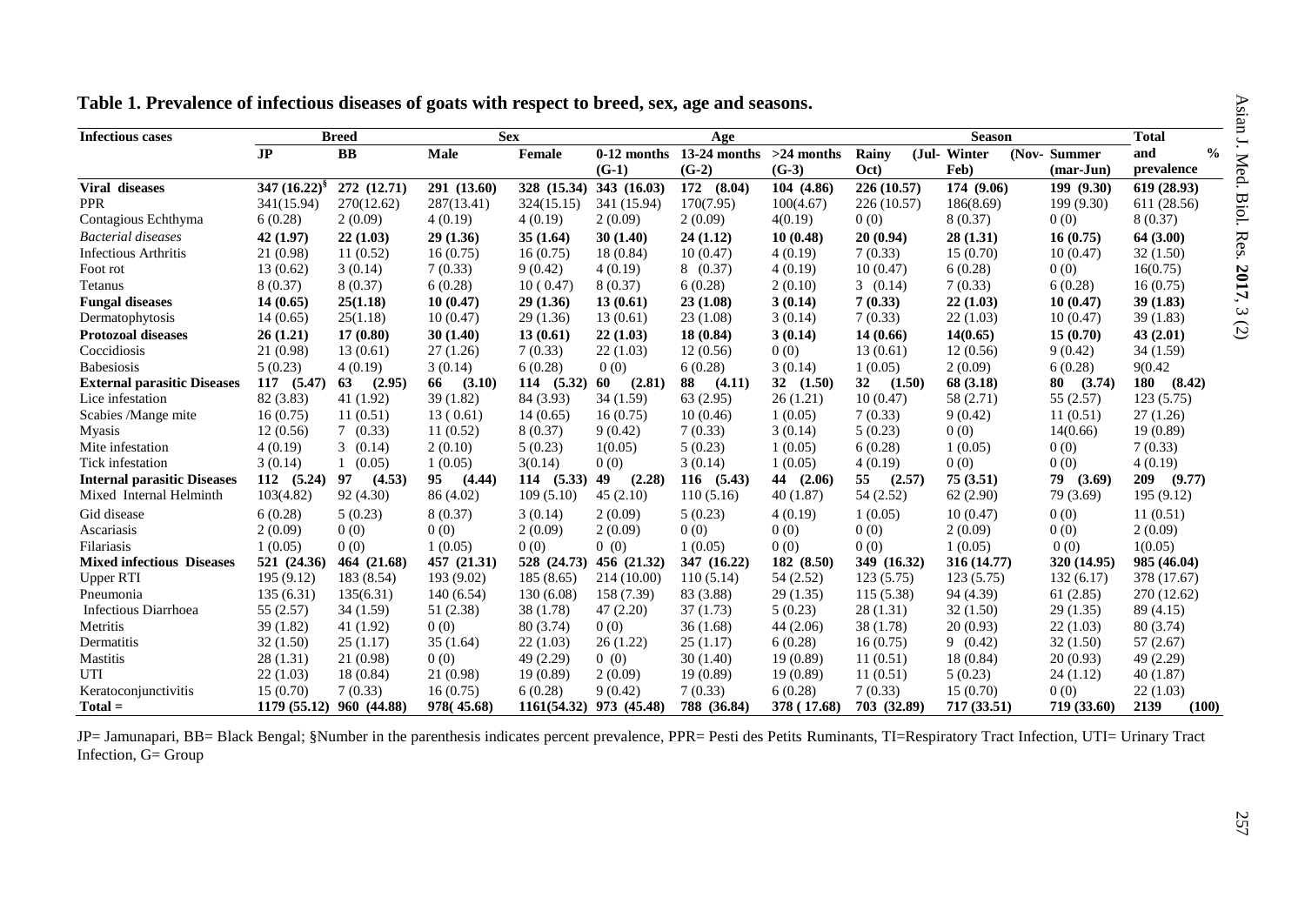**Table 1. Prevalence of infectious diseases of goats with respect to breed, sex, age and seasons.**

| Infectious cases | Breed | | Sex | | Age | | | Season | | | Total and % prevalence |
|---|---|---|---|---|---|---|---|---|---|---|---|
| | JP | BB | Male | Female | 0-12 months (G-1) | 13-24 months (G-2) | >24 months (G-3) | Rainy (Jul-Oct) | Winter (Nov-Feb) | Summer (mar-Jun) | |
| **Viral diseases** | **347 (16.22)[§]** | **272 (12.71)** | **291 (13.60)** | **328 (15.34)** | **343 (16.03)** | **172 (8.04)** | **104 (4.86)** | **226 (10.57)** | **174 (9.06)** | **199 (9.30)** | **619 (28.93)** |
| PPR | 341(15.94) | 270(12.62) | 287(13.41) | 324(15.15) | 341 (15.94) | 170(7.95) | 100(4.67) | 226 (10.57) | 186(8.69) | 199 (9.30) | 611 (28.56) |
| Contagious Echthyma | 6 (0.28) | 2 (0.09) | 4 (0.19) | 4 (0.19) | 2 (0.09) | 2 (0.09) | 4(0.19) | 0 (0) | 8 (0.37) | 0 (0) | 8 (0.37) |
| *Bacterial diseases* | **42 (1.97)** | **22 (1.03)** | **29 (1.36)** | **35 (1.64)** | **30 (1.40)** | **24 (1.12)** | **10 (0.48)** | **20 (0.94)** | **28 (1.31)** | **16 (0.75)** | **64 (3.00)** |
| Infectious Arthritis | 21 (0.98) | 11 (0.52) | 16 (0.75) | 16 (0.75) | 18 (0.84) | 10 (0.47) | 4 (0.19) | 7 (0.33) | 15 (0.70) | 10 (0.47) | 32 (1.50) |
| Foot rot | 13 (0.62) | 3 (0.14) | 7 (0.33) | 9 (0.42) | 4 (0.19) | 8 (0.37) | 4 (0.19) | 10 (0.47) | 6 (0.28) | 0 (0) | 16(0.75) |
| Tetanus | 8 (0.37) | 8 (0.37) | 6 (0.28) | 10 ( 0.47) | 8 (0.37) | 6 (0.28) | 2 (0.10) | 3 (0.14) | 7 (0.33) | 6 (0.28) | 16 (0.75) |
| **Fungal diseases** | **14 (0.65)** | **25(1.18)** | **10 (0.47)** | **29 (1.36)** | **13 (0.61)** | **23 (1.08)** | **3 (0.14)** | **7 (0.33)** | **22 (1.03)** | **10 (0.47)** | **39 (1.83)** |
| Dermatophytosis | 14 (0.65) | 25(1.18) | 10 (0.47) | 29 (1.36) | 13 (0.61) | 23 (1.08) | 3 (0.14) | 7 (0.33) | 22 (1.03) | 10 (0.47) | 39 (1.83) |
| **Protozoal diseases** | **26 (1.21)** | **17 (0.80)** | **30 (1.40)** | **13 (0.61)** | **22 (1.03)** | **18 (0.84)** | **3 (0.14)** | **14 (0.66)** | **14(0.65)** | **15 (0.70)** | **43 (2.01)** |
| Coccidiosis | 21 (0.98) | 13 (0.61) | 27 (1.26) | 7 (0.33) | 22 (1.03) | 12 (0.56) | 0 (0) | 13 (0.61) | 12 (0.56) | 9 (0.42) | 34 (1.59) |
| Babesiosis | 5 (0.23) | 4 (0.19) | 3 (0.14) | 6 (0.28) | 0 (0) | 6 (0.28) | 3 (0.14) | 1 (0.05) | 2 (0.09) | 6 (0.28) | 9(0.42 |
| **External parasitic Diseases** | **117 (5.47)** | **63 (2.95)** | **66 (3.10)** | **114 (5.32)** | **60 (2.81)** | **88 (4.11)** | **32 (1.50)** | **32 (1.50)** | **68 (3.18)** | **80 (3.74)** | **180 (8.42)** |
| Lice infestation | 82 (3.83) | 41 (1.92) | 39 (1.82) | 84 (3.93) | 34 (1.59) | 63 (2.95) | 26 (1.21) | 10 (0.47) | 58 (2.71) | 55 (2.57) | 123 (5.75) |
| Scabies /Mange mite | 16 (0.75) | 11 (0.51) | 13 ( 0.61) | 14 (0.65) | 16 (0.75) | 10 (0.46) | 1 (0.05) | 7 (0.33) | 9 (0.42) | 11 (0.51) | 27 (1.26) |
| Myasis | 12 (0.56) | 7 (0.33) | 11 (0.52) | 8 (0.37) | 9 (0.42) | 7 (0.33) | 3 (0.14) | 5 (0.23) | 0 (0) | 14(0.66) | 19 (0.89) |
| Mite infestation | 4 (0.19) | 3 (0.14) | 2 (0.10) | 5 (0.23) | 1(0.05) | 5 (0.23) | 1 (0.05) | 6 (0.28) | 1 (0.05) | 0 (0) | 7 (0.33) |
| Tick infestation | 3 (0.14) | 1 (0.05) | 1 (0.05) | 3(0.14) | 0 (0) | 3 (0.14) | 1 (0.05) | 4 (0.19) | 0 (0) | 0 (0) | 4 (0.19) |
| **Internal parasitic Diseases** | **112 (5.24)** | **97 (4.53)** | **95 (4.44)** | **114 (5.33)** | **49 (2.28)** | **116 (5.43)** | **44 (2.06)** | **55 (2.57)** | **75 (3.51)** | **79 (3.69)** | **209 (9.77)** |
| Mixed Internal Helminth | 103(4.82) | 92 (4.30) | 86 (4.02) | 109 (5.10) | 45 (2.10) | 110 (5.16) | 40 (1.87) | 54 (2.52) | 62 (2.90) | 79 (3.69) | 195 (9.12) |
| Gid disease | 6 (0.28) | 5 (0.23) | 8 (0.37) | 3 (0.14) | 2 (0.09) | 5 (0.23) | 4 (0.19) | 1 (0.05) | 10 (0.47) | 0 (0) | 11 (0.51) |
| Ascariasis | 2 (0.09) | 0 (0) | 0 (0) | 2 (0.09) | 2 (0.09) | 0 (0) | 0 (0) | 0 (0) | 2 (0.09) | 0 (0) | 2 (0.09) |
| Filariasis | 1 (0.05) | 0 (0) | 1 (0.05) | 0 (0) | 0 (0) | 1 (0.05) | 0 (0) | 0 (0) | 1 (0.05) | 0 (0) | 1(0.05) |
| **Mixed infectious Diseases** | **521 (24.36)** | **464 (21.68)** | **457 (21.31)** | **528 (24.73)** | **456 (21.32)** | **347 (16.22)** | **182 (8.50)** | **349 (16.32)** | **316 (14.77)** | **320 (14.95)** | **985 (46.04)** |
| Upper RTI | 195 (9.12) | 183 (8.54) | 193 (9.02) | 185 (8.65) | 214 (10.00) | 110 (5.14) | 54 (2.52) | 123 (5.75) | 123 (5.75) | 132 (6.17) | 378 (17.67) |
| Pneumonia | 135 (6.31) | 135(6.31) | 140 (6.54) | 130 (6.08) | 158 (7.39) | 83 (3.88) | 29 (1.35) | 115 (5.38) | 94 (4.39) | 61 (2.85) | 270 (12.62) |
| Infectious Diarrhoea | 55 (2.57) | 34 (1.59) | 51 (2.38) | 38 (1.78) | 47 (2.20) | 37 (1.73) | 5 (0.23) | 28 (1.31) | 32 (1.50) | 29 (1.35) | 89 (4.15) |
| Metritis | 39 (1.82) | 41 (1.92) | 0 (0) | 80 (3.74) | 0 (0) | 36 (1.68) | 44 (2.06) | 38 (1.78) | 20 (0.93) | 22 (1.03) | 80 (3.74) |
| Dermatitis | 32 (1.50) | 25 (1.17) | 35 (1.64) | 22 (1.03) | 26 (1.22) | 25 (1.17) | 6 (0.28) | 16 (0.75) | 9 (0.42) | 32 (1.50) | 57 (2.67) |
| Mastitis | 28 (1.31) | 21 (0.98) | 0 (0) | 49 (2.29) | 0 (0) | 30 (1.40) | 19 (0.89) | 11 (0.51) | 18 (0.84) | 20 (0.93) | 49 (2.29) |
| UTI | 22 (1.03) | 18 (0.84) | 21 (0.98) | 19 (0.89) | 2 (0.09) | 19 (0.89) | 19 (0.89) | 11 (0.51) | 5 (0.23) | 24 (1.12) | 40 (1.87) |
| Keratoconjunctivitis | 15 (0.70) | 7 (0.33) | 16 (0.75) | 6 (0.28) | 9 (0.42) | 7 (0.33) | 6 (0.28) | 7 (0.33) | 15 (0.70) | 0 (0) | 22 (1.03) |
| **Total =** | **1179 (55.12)** | **960 (44.88)** | **978( 45.68)** | **1161(54.32)** | **973 (45.48)** | **788 (36.84)** | **378 ( 17.68)** | **703 (32.89)** | **717 (33.51)** | **719 (33.60)** | **2139 (100)** |

JP= Jamunapari, BB= Black Bengal; §Number in the parenthesis indicates percent prevalence, PPR= Pesti des Petits Ruminants, TI=Respiratory Tract Infection, UTI= Urinary Tract Infection, G= Group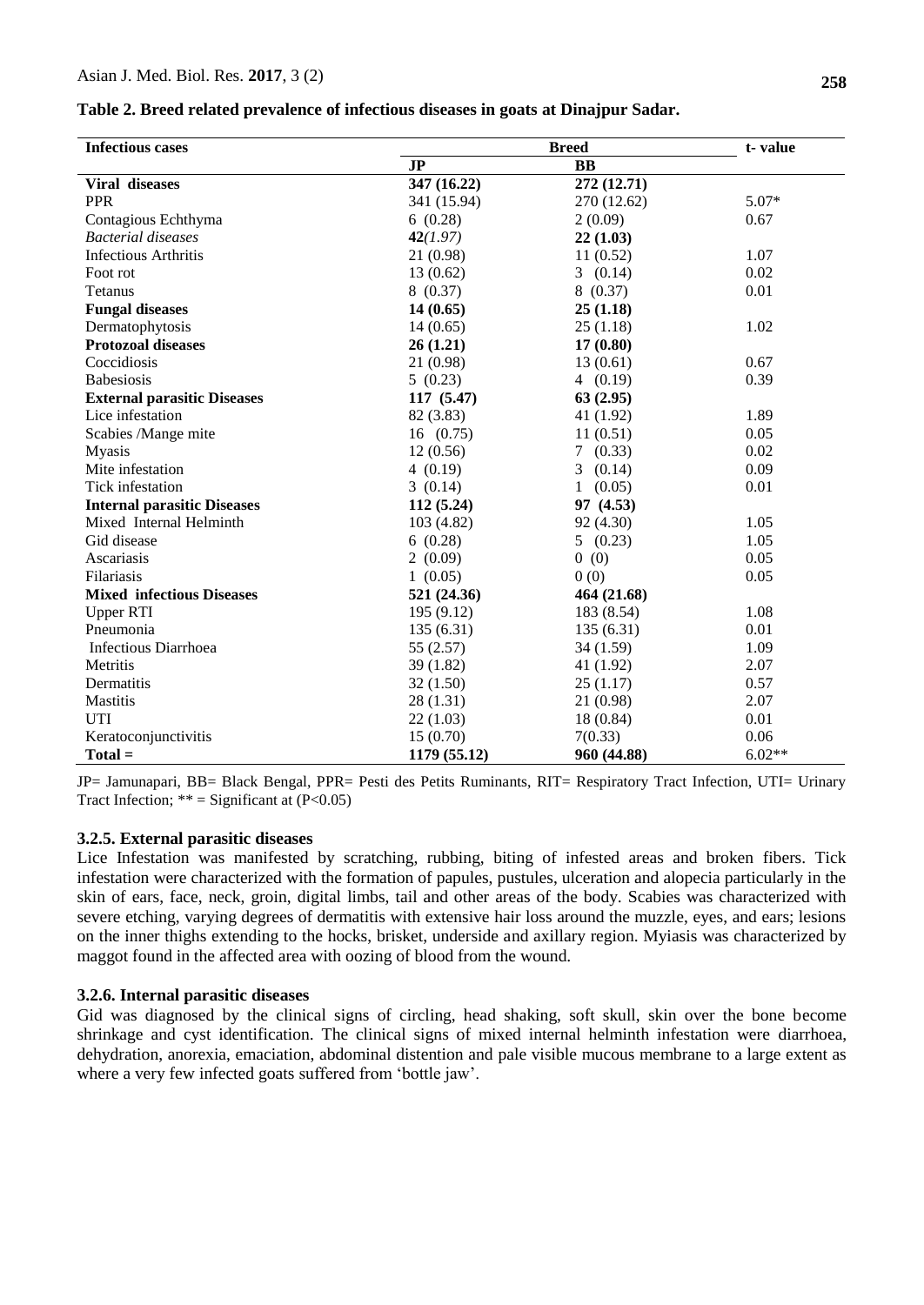**Table 2. Breed related prevalence of infectious diseases in goats at Dinajpur Sadar.**

| Infectious cases | Breed | | t- value |
|---|---|---|---|
| | **JP** | **BB** | |
| **Viral diseases** | **347 (16.22)** | **272 (12.71)** | |
| PPR | 341 (15.94) | 270 (12.62) | 5.07* |
| Contagious Echthyma | 6 (0.28) | 2 (0.09) | 0.67 |
| *Bacterial diseases* | **42***(1.97)* | **22 (1.03)** | |
| Infectious Arthritis | 21 (0.98) | 11 (0.52) | 1.07 |
| Foot rot | 13 (0.62) | 3 (0.14) | 0.02 |
| Tetanus | 8 (0.37) | 8 (0.37) | 0.01 |
| **Fungal diseases** | **14 (0.65)** | **25 (1.18)** | |
| Dermatophytosis | 14 (0.65) | 25 (1.18) | 1.02 |
| **Protozoal diseases** | **26 (1.21)** | **17 (0.80)** | |
| Coccidiosis | 21 (0.98) | 13 (0.61) | 0.67 |
| Babesiosis | 5 (0.23) | 4 (0.19) | 0.39 |
| **External parasitic Diseases** | **117 (5.47)** | **63 (2.95)** | |
| Lice infestation | 82 (3.83) | 41 (1.92) | 1.89 |
| Scabies /Mange mite | 16 (0.75) | 11 (0.51) | 0.05 |
| Myasis | 12 (0.56) | 7 (0.33) | 0.02 |
| Mite infestation | 4 (0.19) | 3 (0.14) | 0.09 |
| Tick infestation | 3 (0.14) | 1 (0.05) | 0.01 |
| **Internal parasitic Diseases** | **112 (5.24)** | **97 (4.53)** | |
| Mixed Internal Helminth | 103 (4.82) | 92 (4.30) | 1.05 |
| Gid disease | 6 (0.28) | 5 (0.23) | 1.05 |
| Ascariasis | 2 (0.09) | 0 (0) | 0.05 |
| Filariasis | 1 (0.05) | 0 (0) | 0.05 |
| **Mixed infectious Diseases** | **521 (24.36)** | **464 (21.68)** | |
| Upper RTI | 195 (9.12) | 183 (8.54) | 1.08 |
| Pneumonia | 135 (6.31) | 135 (6.31) | 0.01 |
| Infectious Diarrhoea | 55 (2.57) | 34 (1.59) | 1.09 |
| Metritis | 39 (1.82) | 41 (1.92) | 2.07 |
| Dermatitis | 32 (1.50) | 25 (1.17) | 0.57 |
| Mastitis | 28 (1.31) | 21 (0.98) | 2.07 |
| UTI | 22 (1.03) | 18 (0.84) | 0.01 |
| Keratoconjunctivitis | 15 (0.70) | 7(0.33) | 0.06 |
| **Total =** | **1179 (55.12)** | **960 (44.88)** | 6.02** |

JP= Jamunapari, BB= Black Bengal, PPR= Pesti des Petits Ruminants, RIT= Respiratory Tract Infection, UTI= Urinary Tract Infection; ** = Significant at ($P<0.05$)

#### 3.2.5. External parasitic diseases

Lice Infestation was manifested by scratching, rubbing, biting of infested areas and broken fibers. Tick infestation were characterized with the formation of papules, pustules, ulceration and alopecia particularly in the skin of ears, face, neck, groin, digital limbs, tail and other areas of the body. Scabies was characterized with severe etching, varying degrees of dermatitis with extensive hair loss around the muzzle, eyes, and ears; lesions on the inner thighs extending to the hocks, brisket, underside and axillary region. Myiasis was characterized by maggot found in the affected area with oozing of blood from the wound.

#### 3.2.6. Internal parasitic diseases

Gid was diagnosed by the clinical signs of circling, head shaking, soft skull, skin over the bone become shrinkage and cyst identification. The clinical signs of mixed internal helminth infestation were diarrhoea, dehydration, anorexia, emaciation, abdominal distention and pale visible mucous membrane to a large extent as where a very few infected goats suffered from 'bottle jaw'.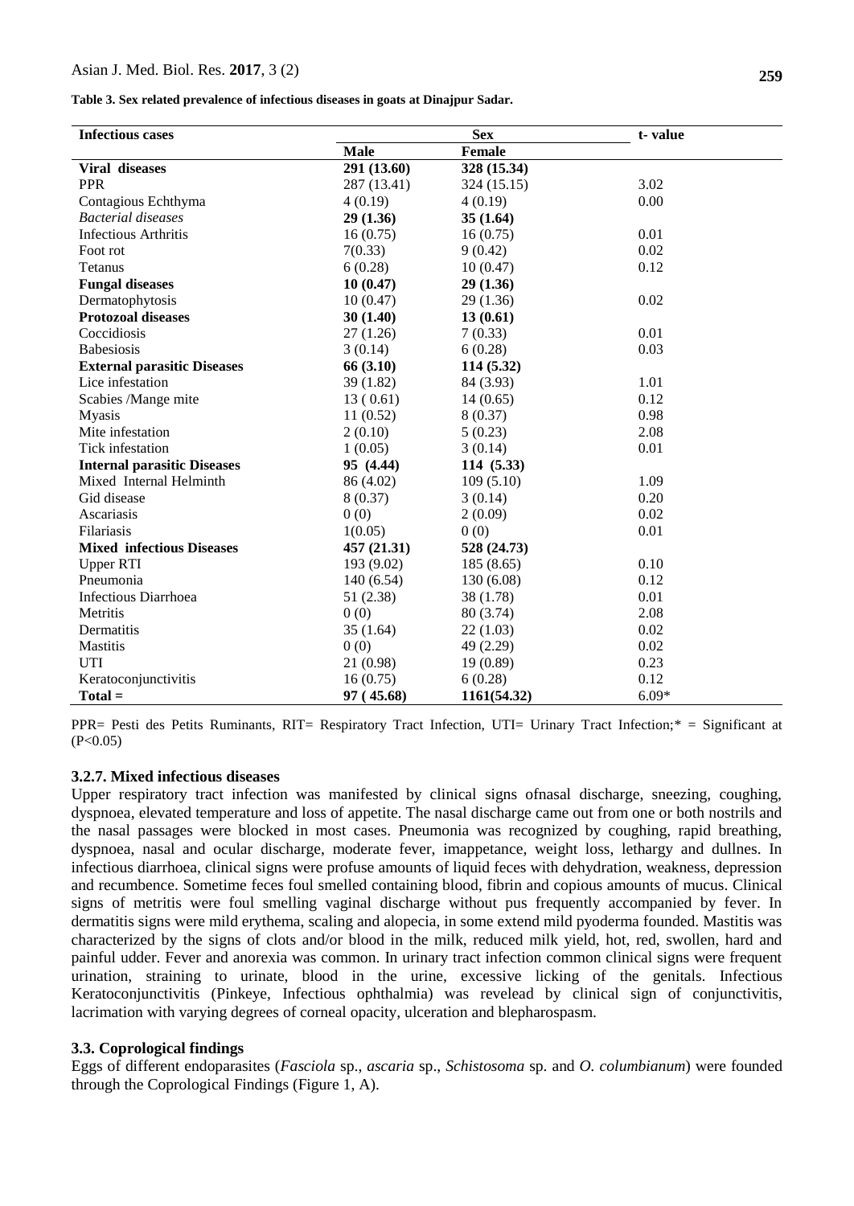**Table 3. Sex related prevalence of infectious diseases in goats at Dinajpur Sadar.**

| Infectious cases | Sex | | t- value |
|---|---|---|---|
| | **Male** | **Female** | |
| **Viral diseases** | **291 (13.60)** | **328 (15.34)** | |
| PPR | 287 (13.41) | 324 (15.15) | 3.02 |
| Contagious Echthyma | 4 (0.19) | 4 (0.19) | 0.00 |
| *Bacterial diseases* | **29 (1.36)** | **35 (1.64)** | |
| Infectious Arthritis | 16 (0.75) | 16 (0.75) | 0.01 |
| Foot rot | 7(0.33) | 9 (0.42) | 0.02 |
| Tetanus | 6 (0.28) | 10 (0.47) | 0.12 |
| **Fungal diseases** | **10 (0.47)** | **29 (1.36)** | |
| Dermatophytosis | 10 (0.47) | 29 (1.36) | 0.02 |
| **Protozoal diseases** | **30 (1.40)** | **13 (0.61)** | |
| Coccidiosis | 27 (1.26) | 7 (0.33) | 0.01 |
| Babesiosis | 3 (0.14) | 6 (0.28) | 0.03 |
| **External parasitic Diseases** | **66 (3.10)** | **114 (5.32)** | |
| Lice infestation | 39 (1.82) | 84 (3.93) | 1.01 |
| Scabies /Mange mite | 13 ( 0.61) | 14 (0.65) | 0.12 |
| Myasis | 11 (0.52) | 8 (0.37) | 0.98 |
| Mite infestation | 2 (0.10) | 5 (0.23) | 2.08 |
| Tick infestation | 1 (0.05) | 3 (0.14) | 0.01 |
| **Internal parasitic Diseases** | **95 (4.44)** | **114 (5.33)** | |
| Mixed Internal Helminth | 86 (4.02) | 109 (5.10) | 1.09 |
| Gid disease | 8 (0.37) | 3 (0.14) | 0.20 |
| Ascariasis | 0 (0) | 2 (0.09) | 0.02 |
| Filariasis | 1(0.05) | 0 (0) | 0.01 |
| **Mixed infectious Diseases** | **457 (21.31)** | **528 (24.73)** | |
| Upper RTI | 193 (9.02) | 185 (8.65) | 0.10 |
| Pneumonia | 140 (6.54) | 130 (6.08) | 0.12 |
| Infectious Diarrhoea | 51 (2.38) | 38 (1.78) | 0.01 |
| Metritis | 0 (0) | 80 (3.74) | 2.08 |
| Dermatitis | 35 (1.64) | 22 (1.03) | 0.02 |
| Mastitis | 0 (0) | 49 (2.29) | 0.02 |
| UTI | 21 (0.98) | 19 (0.89) | 0.23 |
| Keratoconjunctivitis | 16 (0.75) | 6 (0.28) | 0.12 |
| **Total =** | **97 ( 45.68)** | **1161(54.32)** | 6.09* |

PPR= Pesti des Petits Ruminants, RIT= Respiratory Tract Infection, UTI= Urinary Tract Infection;* = Significant at ($P<0.05$)

### 3.2.7. Mixed infectious diseases

Upper respiratory tract infection was manifested by clinical signs ofnasal discharge, sneezing, coughing, dyspnoea, elevated temperature and loss of appetite. The nasal discharge came out from one or both nostrils and the nasal passages were blocked in most cases. Pneumonia was recognized by coughing, rapid breathing, dyspnoea, nasal and ocular discharge, moderate fever, imappetance, weight loss, lethargy and dullnes. In infectious diarrhoea, clinical signs were profuse amounts of liquid feces with dehydration, weakness, depression and recumbence. Sometime feces foul smelled containing blood, fibrin and copious amounts of mucus. Clinical signs of metritis were foul smelling vaginal discharge without pus frequently accompanied by fever. In dermatitis signs were mild erythema, scaling and alopecia, in some extend mild pyoderma founded. Mastitis was characterized by the signs of clots and/or blood in the milk, reduced milk yield, hot, red, swollen, hard and painful udder. Fever and anorexia was common. In urinary tract infection common clinical signs were frequent urination, straining to urinate, blood in the urine, excessive licking of the genitals. Infectious Keratoconjunctivitis (Pinkeye, Infectious ophthalmia) was revelead by clinical sign of conjunctivitis, lacrimation with varying degrees of corneal opacity, ulceration and blepharospasm.

## 3.3. Coprological findings

Eggs of different endoparasites (*Fasciola* sp., *ascaria* sp., *Schistosoma* sp. and *O. columbianum*) were founded through the Coprological Findings (Figure 1, A).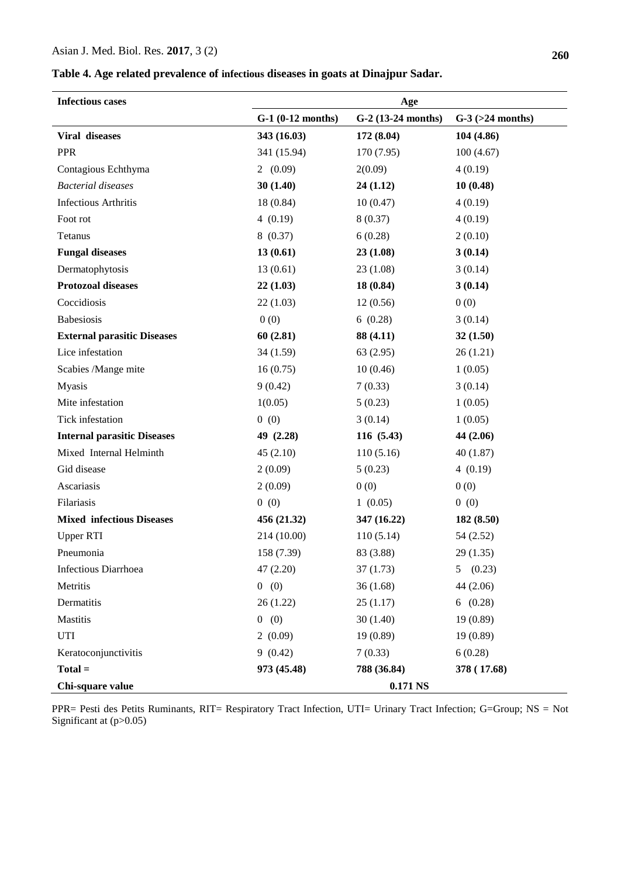**Table 4. Age related prevalence of infectious diseases in goats at Dinajpur Sadar.**

| Infectious cases | Age | | |
|---|---|---|---|
| | G-1 (0-12 months) | G-2 (13-24 months) | G-3 (>24 months) |
| **Viral diseases** | **343 (16.03)** | **172 (8.04)** | **104 (4.86)** |
| PPR | 341 (15.94) | 170 (7.95) | 100 (4.67) |
| Contagious Echthyma | 2 (0.09) | 2(0.09) | 4 (0.19) |
| *Bacterial diseases* | **30 (1.40)** | **24 (1.12)** | **10 (0.48)** |
| Infectious Arthritis | 18 (0.84) | 10 (0.47) | 4 (0.19) |
| Foot rot | 4 (0.19) | 8 (0.37) | 4 (0.19) |
| Tetanus | 8 (0.37) | 6 (0.28) | 2 (0.10) |
| **Fungal diseases** | **13 (0.61)** | **23 (1.08)** | **3 (0.14)** |
| Dermatophytosis | 13 (0.61) | 23 (1.08) | 3 (0.14) |
| **Protozoal diseases** | **22 (1.03)** | **18 (0.84)** | **3 (0.14)** |
| Coccidiosis | 22 (1.03) | 12 (0.56) | 0 (0) |
| Babesiosis | 0 (0) | 6 (0.28) | 3 (0.14) |
| **External parasitic Diseases** | **60 (2.81)** | **88 (4.11)** | **32 (1.50)** |
| Lice infestation | 34 (1.59) | 63 (2.95) | 26 (1.21) |
| Scabies /Mange mite | 16 (0.75) | 10 (0.46) | 1 (0.05) |
| Myasis | 9 (0.42) | 7 (0.33) | 3 (0.14) |
| Mite infestation | 1(0.05) | 5 (0.23) | 1 (0.05) |
| Tick infestation | 0 (0) | 3 (0.14) | 1 (0.05) |
| **Internal parasitic Diseases** | **49 (2.28)** | **116 (5.43)** | **44 (2.06)** |
| Mixed Internal Helminth | 45 (2.10) | 110 (5.16) | 40 (1.87) |
| Gid disease | 2 (0.09) | 5 (0.23) | 4 (0.19) |
| Ascariasis | 2 (0.09) | 0 (0) | 0 (0) |
| Filariasis | 0 (0) | 1 (0.05) | 0 (0) |
| **Mixed infectious Diseases** | **456 (21.32)** | **347 (16.22)** | **182 (8.50)** |
| Upper RTI | 214 (10.00) | 110 (5.14) | 54 (2.52) |
| Pneumonia | 158 (7.39) | 83 (3.88) | 29 (1.35) |
| Infectious Diarrhoea | 47 (2.20) | 37 (1.73) | 5 (0.23) |
| Metritis | 0 (0) | 36 (1.68) | 44 (2.06) |
| Dermatitis | 26 (1.22) | 25 (1.17) | 6 (0.28) |
| Mastitis | 0 (0) | 30 (1.40) | 19 (0.89) |
| UTI | 2 (0.09) | 19 (0.89) | 19 (0.89) |
| Keratoconjunctivitis | 9 (0.42) | 7 (0.33) | 6 (0.28) |
| **Total =** | **973 (45.48)** | **788 (36.84)** | **378 ( 17.68)** |
| **Chi-square value** | | **0.171 NS** | |

PPR= Pesti des Petits Ruminants, RIT= Respiratory Tract Infection, UTI= Urinary Tract Infection; G=Group; NS = Not Significant at ($p>0.05$)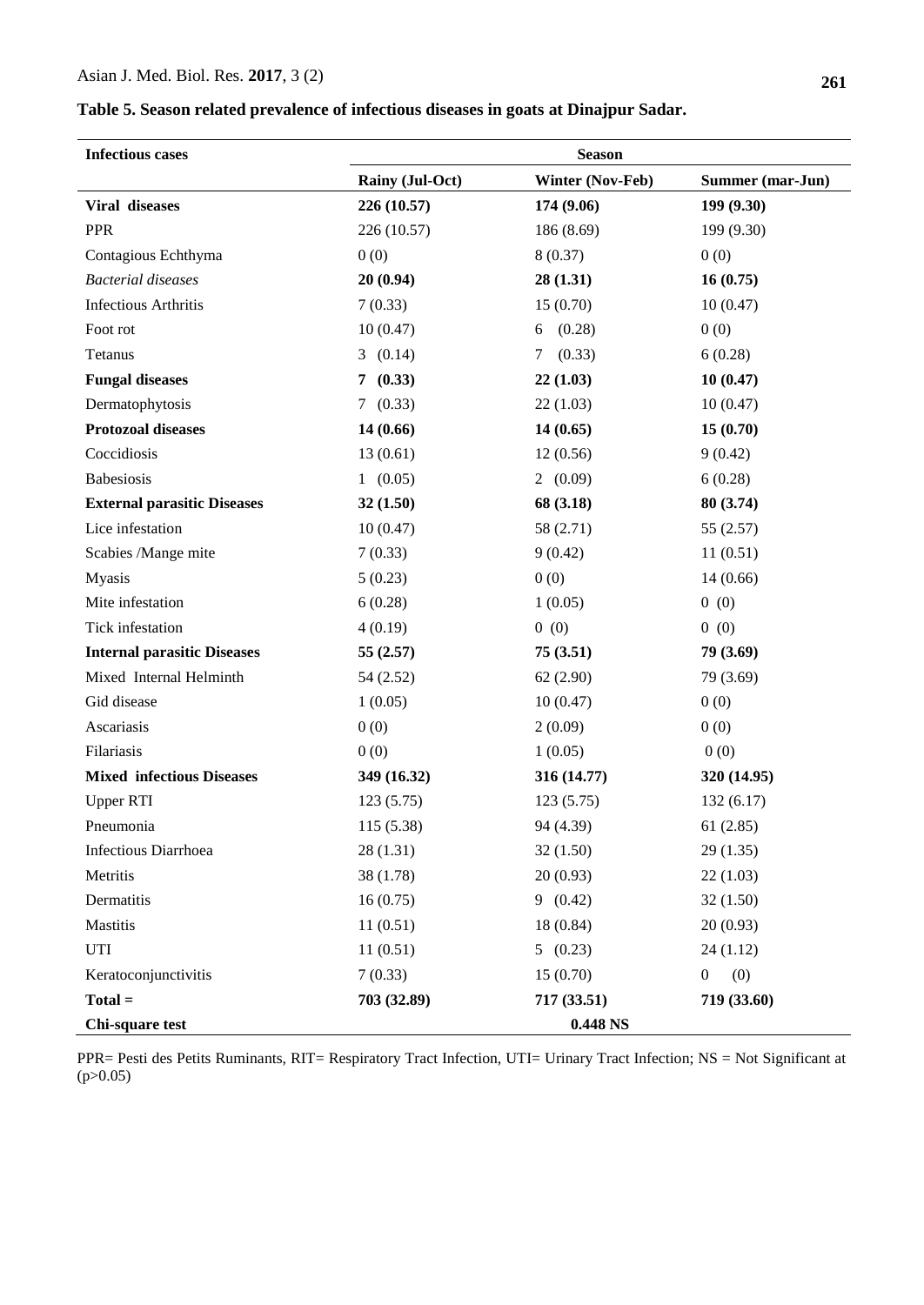**Table 5. Season related prevalence of infectious diseases in goats at Dinajpur Sadar.**

| Infectious cases | Season | | |
|---|---|---|---|
| | Rainy (Jul-Oct) | Winter (Nov-Feb) | Summer (mar-Jun) |
| **Viral diseases** | **226 (10.57)** | **174 (9.06)** | **199 (9.30)** |
| PPR | 226 (10.57) | 186 (8.69) | 199 (9.30) |
| Contagious Echthyma | 0 (0) | 8 (0.37) | 0 (0) |
| ***Bacterial diseases*** | **20 (0.94)** | **28 (1.31)** | **16 (0.75)** |
| Infectious Arthritis | 7 (0.33) | 15 (0.70) | 10 (0.47) |
| Foot rot | 10 (0.47) | 6 (0.28) | 0 (0) |
| Tetanus | 3 (0.14) | 7 (0.33) | 6 (0.28) |
| **Fungal diseases** | **7 (0.33)** | **22 (1.03)** | **10 (0.47)** |
| Dermatophytosis | 7 (0.33) | 22 (1.03) | 10 (0.47) |
| **Protozoal diseases** | **14 (0.66)** | **14 (0.65)** | **15 (0.70)** |
| Coccidiosis | 13 (0.61) | 12 (0.56) | 9 (0.42) |
| Babesiosis | 1 (0.05) | 2 (0.09) | 6 (0.28) |
| **External parasitic Diseases** | **32 (1.50)** | **68 (3.18)** | **80 (3.74)** |
| Lice infestation | 10 (0.47) | 58 (2.71) | 55 (2.57) |
| Scabies /Mange mite | 7 (0.33) | 9 (0.42) | 11 (0.51) |
| Myasis | 5 (0.23) | 0 (0) | 14 (0.66) |
| Mite infestation | 6 (0.28) | 1 (0.05) | 0 (0) |
| Tick infestation | 4 (0.19) | 0 (0) | 0 (0) |
| **Internal parasitic Diseases** | **55 (2.57)** | **75 (3.51)** | **79 (3.69)** |
| Mixed Internal Helminth | 54 (2.52) | 62 (2.90) | 79 (3.69) |
| Gid disease | 1 (0.05) | 10 (0.47) | 0 (0) |
| Ascariasis | 0 (0) | 2 (0.09) | 0 (0) |
| Filariasis | 0 (0) | 1 (0.05) | 0 (0) |
| **Mixed infectious Diseases** | **349 (16.32)** | **316 (14.77)** | **320 (14.95)** |
| Upper RTI | 123 (5.75) | 123 (5.75) | 132 (6.17) |
| Pneumonia | 115 (5.38) | 94 (4.39) | 61 (2.85) |
| Infectious Diarrhoea | 28 (1.31) | 32 (1.50) | 29 (1.35) |
| Metritis | 38 (1.78) | 20 (0.93) | 22 (1.03) |
| Dermatitis | 16 (0.75) | 9 (0.42) | 32 (1.50) |
| Mastitis | 11 (0.51) | 18 (0.84) | 20 (0.93) |
| UTI | 11 (0.51) | 5 (0.23) | 24 (1.12) |
| Keratoconjunctivitis | 7 (0.33) | 15 (0.70) | 0 (0) |
| **Total =** | **703 (32.89)** | **717 (33.51)** | **719 (33.60)** |
| **Chi-square test** | | **0.448 NS** | |

PPR= Pesti des Petits Ruminants, RIT= Respiratory Tract Infection, UTI= Urinary Tract Infection; NS = Not Significant at ($p>0.05$)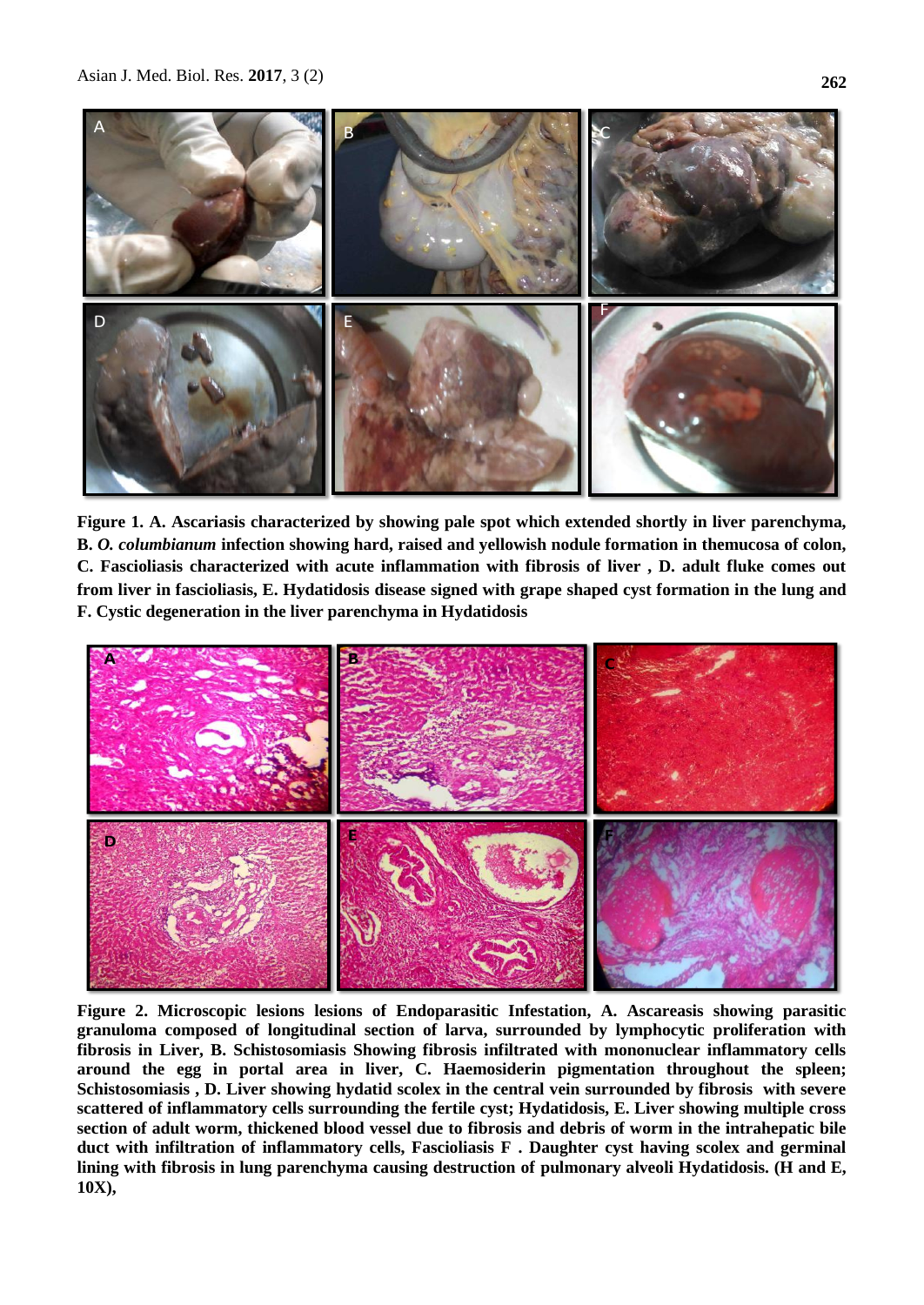**Figure 1. A. Ascariasis characterized by showing pale spot which extended shortly in liver parenchyma, B. *O. columbianum* infection showing hard, raised and yellowish nodule formation in themucosa of colon, C. Fascioliasis characterized with acute inflammation with fibrosis of liver , D. adult fluke comes out from liver in fascioliasis, E. Hydatidosis disease signed with grape shaped cyst formation in the lung and F. Cystic degeneration in the liver parenchyma in Hydatidosis**

**Figure 2. Microscopic lesions lesions of Endoparasitic Infestation, A. Ascareasis showing parasitic granuloma composed of longitudinal section of larva, surrounded by lymphocytic proliferation with fibrosis in Liver, B. Schistosomiasis Showing fibrosis infiltrated with mononuclear inflammatory cells around the egg in portal area in liver, C. Haemosiderin pigmentation throughout the spleen; Schistosomiasis , D. Liver showing hydatid scolex in the central vein surrounded by fibrosis with severe scattered of inflammatory cells surrounding the fertile cyst; Hydatidosis, E. Liver showing multiple cross section of adult worm, thickened blood vessel due to fibrosis and debris of worm in the intrahepatic bile duct with infiltration of inflammatory cells, Fascioliasis F . Daughter cyst having scolex and germinal lining with fibrosis in lung parenchyma causing destruction of pulmonary alveoli Hydatidosis. (H and E, 10X),**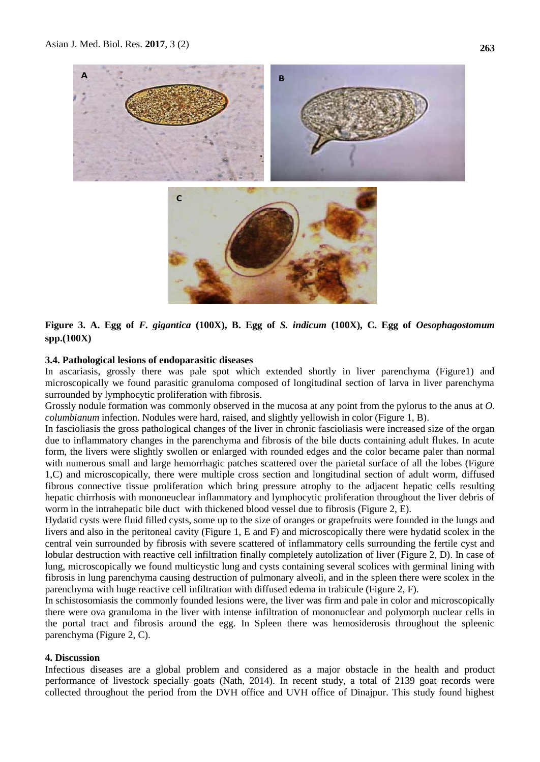**Figure 3. A. Egg of *F. gigantica* (100X), B. Egg of *S. indicum* (100X), C. Egg of *Oesophagostomum* spp.(100X)**

### 3.4. Pathological lesions of endoparasitic diseases

In ascariasis, grossly there was pale spot which extended shortly in liver parenchyma (Figure1) and microscopically we found parasitic granuloma composed of longitudinal section of larva in liver parenchyma surrounded by lymphocytic proliferation with fibrosis.

Grossly nodule formation was commonly observed in the mucosa at any point from the pylorus to the anus at *O. columbianum* infection. Nodules were hard, raised, and slightly yellowish in color (Figure 1, B).

In fascioliasis the gross pathological changes of the liver in chronic fascioliasis were increased size of the organ due to inflammatory changes in the parenchyma and fibrosis of the bile ducts containing adult flukes. In acute form, the livers were slightly swollen or enlarged with rounded edges and the color became paler than normal with numerous small and large hemorrhagic patches scattered over the parietal surface of all the lobes (Figure 1,C) and microscopically, there were multiple cross section and longitudinal section of adult worm, diffused fibrous connective tissue proliferation which bring pressure atrophy to the adjacent hepatic cells resulting hepatic chirrhosis with mononeuclear inflammatory and lymphocytic proliferation throughout the liver debris of worm in the intrahepatic bile duct with thickened blood vessel due to fibrosis (Figure 2, E).

Hydatid cysts were fluid filled cysts, some up to the size of oranges or grapefruits were founded in the lungs and livers and also in the peritoneal cavity (Figure 1, E and F) and microscopically there were hydatid scolex in the central vein surrounded by fibrosis with severe scattered of inflammatory cells surrounding the fertile cyst and lobular destruction with reactive cell infiltration finally completely autolization of liver (Figure 2, D). In case of lung, microscopically we found multicystic lung and cysts containing several scolices with germinal lining with fibrosis in lung parenchyma causing destruction of pulmonary alveoli, and in the spleen there were scolex in the parenchyma with huge reactive cell infiltration with diffused edema in trabicule (Figure 2, F).

In schistosomiasis the commonly founded lesions were, the liver was firm and pale in color and microscopically there were ova granuloma in the liver with intense infiltration of mononuclear and polymorph nuclear cells in the portal tract and fibrosis around the egg. In Spleen there was hemosiderosis throughout the spleenic parenchyma (Figure 2, C).

## 4. Discussion

Infectious diseases are a global problem and considered as a major obstacle in the health and product performance of livestock specially goats (Nath, 2014). In recent study, a total of 2139 goat records were collected throughout the period from the DVH office and UVH office of Dinajpur. This study found highest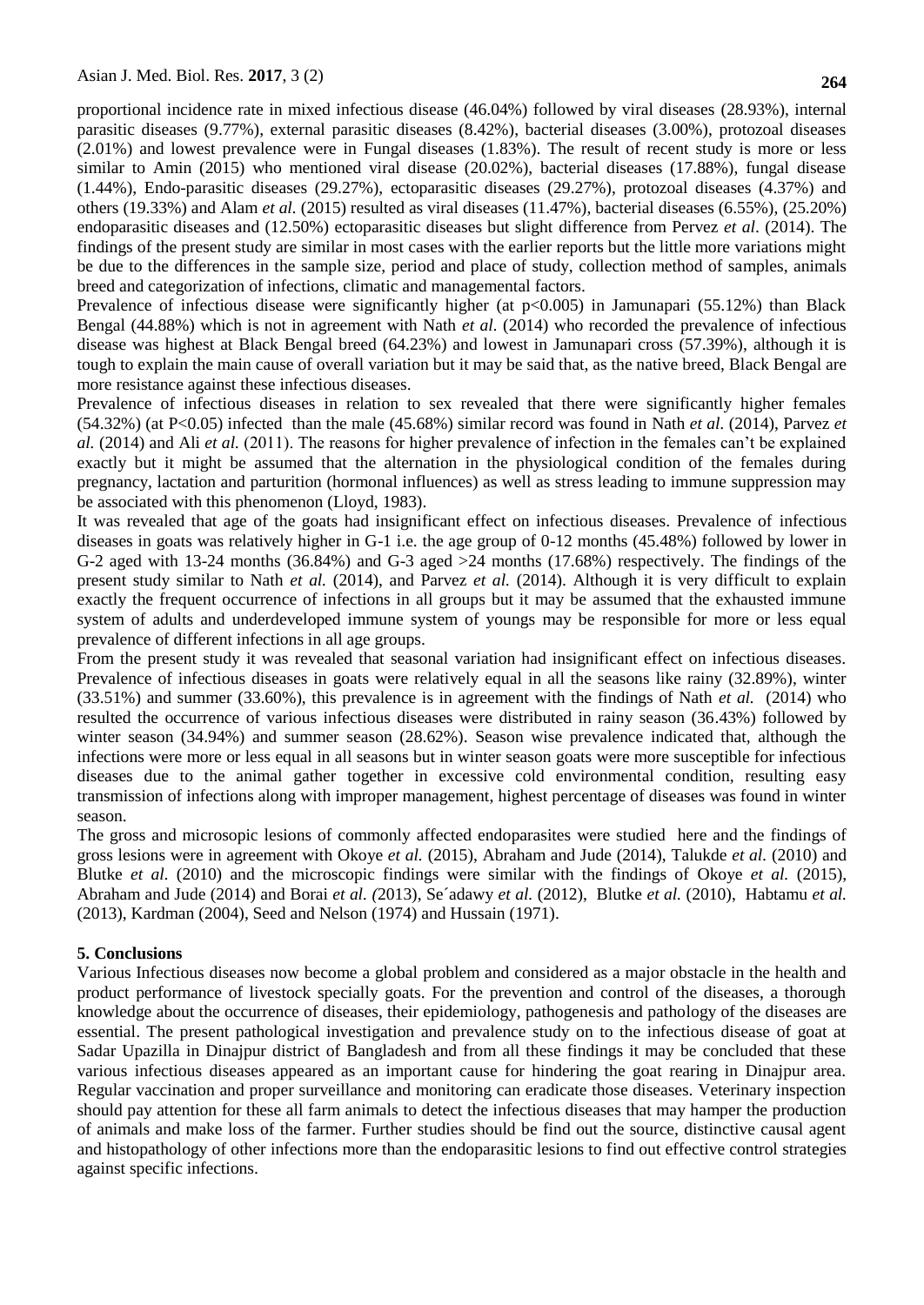proportional incidence rate in mixed infectious disease (46.04%) followed by viral diseases (28.93%), internal parasitic diseases (9.77%), external parasitic diseases (8.42%), bacterial diseases (3.00%), protozoal diseases (2.01%) and lowest prevalence were in Fungal diseases (1.83%). The result of recent study is more or less similar to Amin (2015) who mentioned viral disease (20.02%), bacterial diseases (17.88%), fungal disease (1.44%), Endo-parasitic diseases (29.27%), ectoparasitic diseases (29.27%), protozoal diseases (4.37%) and others (19.33%) and Alam *et al.* (2015) resulted as viral diseases (11.47%), bacterial diseases (6.55%), (25.20%) endoparasitic diseases and (12.50%) ectoparasitic diseases but slight difference from Pervez *et al*. (2014). The findings of the present study are similar in most cases with the earlier reports but the little more variations might be due to the differences in the sample size, period and place of study, collection method of samples, animals breed and categorization of infections, climatic and managemental factors.

Prevalence of infectious disease were significantly higher (at $p<0.005$) in Jamunapari (55.12%) than Black Bengal (44.88%) which is not in agreement with Nath *et al*. (2014) who recorded the prevalence of infectious disease was highest at Black Bengal breed (64.23%) and lowest in Jamunapari cross (57.39%), although it is tough to explain the main cause of overall variation but it may be said that, as the native breed, Black Bengal are more resistance against these infectious diseases.

Prevalence of infectious diseases in relation to sex revealed that there were significantly higher females (54.32%) (at $P<0.05$) infected than the male (45.68%) similar record was found in Nath *et al*. (2014), Parvez *et al.* (2014) and Ali *et al.* (2011). The reasons for higher prevalence of infection in the females can't be explained exactly but it might be assumed that the alternation in the physiological condition of the females during pregnancy, lactation and parturition (hormonal influences) as well as stress leading to immune suppression may be associated with this phenomenon (Lloyd, 1983).

It was revealed that age of the goats had insignificant effect on infectious diseases. Prevalence of infectious diseases in goats was relatively higher in G-1 i.e. the age group of 0-12 months (45.48%) followed by lower in G-2 aged with 13-24 months (36.84%) and G-3 aged >24 months (17.68%) respectively. The findings of the present study similar to Nath *et al.* (2014), and Parvez *et al.* (2014). Although it is very difficult to explain exactly the frequent occurrence of infections in all groups but it may be assumed that the exhausted immune system of adults and underdeveloped immune system of youngs may be responsible for more or less equal prevalence of different infections in all age groups.

From the present study it was revealed that seasonal variation had insignificant effect on infectious diseases. Prevalence of infectious diseases in goats were relatively equal in all the seasons like rainy (32.89%), winter (33.51%) and summer (33.60%), this prevalence is in agreement with the findings of Nath *et al.* (2014) who resulted the occurrence of various infectious diseases were distributed in rainy season (36.43%) followed by winter season (34.94%) and summer season (28.62%). Season wise prevalence indicated that, although the infections were more or less equal in all seasons but in winter season goats were more susceptible for infectious diseases due to the animal gather together in excessive cold environmental condition, resulting easy transmission of infections along with improper management, highest percentage of diseases was found in winter season.

The gross and microsopic lesions of commonly affected endoparasites were studied here and the findings of gross lesions were in agreement with Okoye *et al.* (2015), Abraham and Jude (2014), Talukde *et al*. (2010) and Blutke *et al*. (2010) and the microscopic findings were similar with the findings of Okoye *et al.* (2015), Abraham and Jude (2014) and Borai *et al. (*2013), Se´adawy *et al.* (2012), Blutke *et al.* (2010), Habtamu *et al.* (2013), Kardman (2004), Seed and Nelson (1974) and Hussain (1971).

## 5. Conclusions

Various Infectious diseases now become a global problem and considered as a major obstacle in the health and product performance of livestock specially goats. For the prevention and control of the diseases, a thorough knowledge about the occurrence of diseases, their epidemiology, pathogenesis and pathology of the diseases are essential. The present pathological investigation and prevalence study on to the infectious disease of goat at Sadar Upazilla in Dinajpur district of Bangladesh and from all these findings it may be concluded that these various infectious diseases appeared as an important cause for hindering the goat rearing in Dinajpur area. Regular vaccination and proper surveillance and monitoring can eradicate those diseases. Veterinary inspection should pay attention for these all farm animals to detect the infectious diseases that may hamper the production of animals and make loss of the farmer. Further studies should be find out the source, distinctive causal agent and histopathology of other infections more than the endoparasitic lesions to find out effective control strategies against specific infections.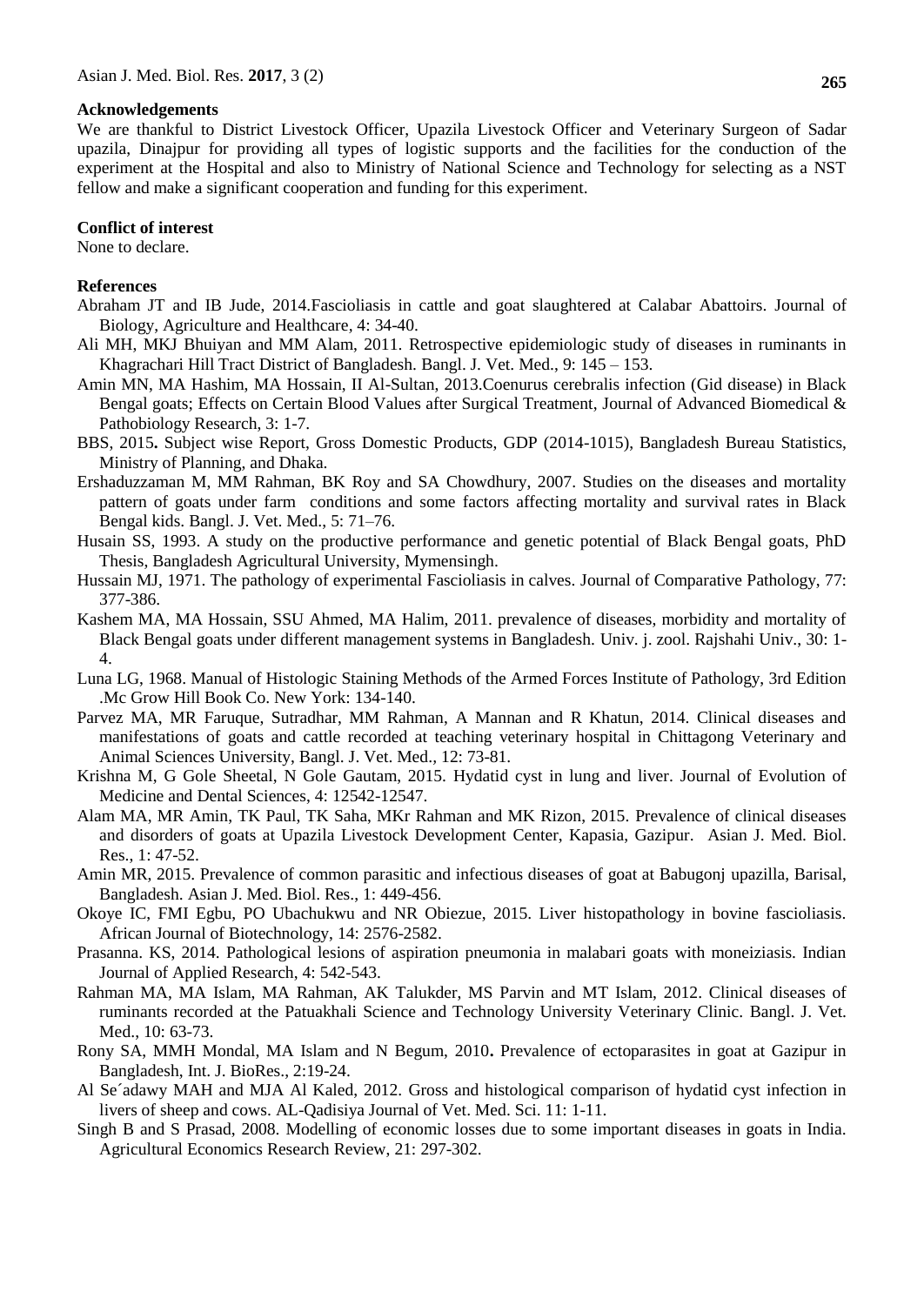## Acknowledgements

We are thankful to District Livestock Officer, Upazila Livestock Officer and Veterinary Surgeon of Sadar upazila, Dinajpur for providing all types of logistic supports and the facilities for the conduction of the experiment at the Hospital and also to Ministry of National Science and Technology for selecting as a NST fellow and make a significant cooperation and funding for this experiment.

## Conflict of interest

None to declare.

## References

Abraham JT and IB Jude, 2014.Fascioliasis in cattle and goat slaughtered at Calabar Abattoirs. Journal of Biology, Agriculture and Healthcare, 4: 34-40.

Ali MH, MKJ Bhuiyan and MM Alam, 2011. Retrospective epidemiologic study of diseases in ruminants in Khagrachari Hill Tract District of Bangladesh. Bangl. J. Vet. Med., 9: 145 – 153.

Amin MN, MA Hashim, MA Hossain, II Al-Sultan, 2013.Coenurus cerebralis infection (Gid disease) in Black Bengal goats; Effects on Certain Blood Values after Surgical Treatment, Journal of Advanced Biomedical & Pathobiology Research, 3: 1-7.

BBS, 2015**.** Subject wise Report, Gross Domestic Products, GDP (2014-1015), Bangladesh Bureau Statistics, Ministry of Planning, and Dhaka.

Ershaduzzaman M, MM Rahman, BK Roy and SA Chowdhury, 2007. Studies on the diseases and mortality pattern of goats under farm conditions and some factors affecting mortality and survival rates in Black Bengal kids. Bangl. J. Vet. Med., 5: 71–76.

Husain SS, 1993. A study on the productive performance and genetic potential of Black Bengal goats, PhD Thesis, Bangladesh Agricultural University, Mymensingh.

Hussain MJ, 1971. The pathology of experimental Fascioliasis in calves. Journal of Comparative Pathology, 77: 377-386.

Kashem MA, MA Hossain, SSU Ahmed, MA Halim, 2011. prevalence of diseases, morbidity and mortality of Black Bengal goats under different management systems in Bangladesh. Univ. j. zool. Rajshahi Univ., 30: 1-4.

Luna LG, 1968. Manual of Histologic Staining Methods of the Armed Forces Institute of Pathology, 3rd Edition .Mc Grow Hill Book Co. New York: 134-140.

Parvez MA, MR Faruque, Sutradhar, MM Rahman, A Mannan and R Khatun, 2014. Clinical diseases and manifestations of goats and cattle recorded at teaching veterinary hospital in Chittagong Veterinary and Animal Sciences University, Bangl. J. Vet. Med., 12: 73-81.

Krishna M, G Gole Sheetal, N Gole Gautam, 2015. Hydatid cyst in lung and liver. Journal of Evolution of Medicine and Dental Sciences, 4: 12542-12547.

Alam MA, MR Amin, TK Paul, TK Saha, MKr Rahman and MK Rizon, 2015. Prevalence of clinical diseases and disorders of goats at Upazila Livestock Development Center, Kapasia, Gazipur. Asian J. Med. Biol. Res., 1: 47-52.

Amin MR, 2015. Prevalence of common parasitic and infectious diseases of goat at Babugonj upazilla, Barisal, Bangladesh. Asian J. Med. Biol. Res., 1: 449-456.

Okoye IC, FMI Egbu, PO Ubachukwu and NR Obiezue, 2015. Liver histopathology in bovine fascioliasis. African Journal of Biotechnology, 14: 2576-2582.

Prasanna. KS, 2014. Pathological lesions of aspiration pneumonia in malabari goats with moneiziasis. Indian Journal of Applied Research, 4: 542-543.

Rahman MA, MA Islam, MA Rahman, AK Talukder, MS Parvin and MT Islam, 2012. Clinical diseases of ruminants recorded at the Patuakhali Science and Technology University Veterinary Clinic. Bangl. J. Vet. Med., 10: 63-73.

Rony SA, MMH Mondal, MA Islam and N Begum, 2010**.** Prevalence of ectoparasites in goat at Gazipur in Bangladesh, Int. J. BioRes., 2:19-24.

Al Se´adawy MAH and MJA Al Kaled, 2012. Gross and histological comparison of hydatid cyst infection in livers of sheep and cows. AL-Qadisiya Journal of Vet. Med. Sci. 11: 1-11.

Singh B and S Prasad, 2008. Modelling of economic losses due to some important diseases in goats in India. Agricultural Economics Research Review, 21: 297-302.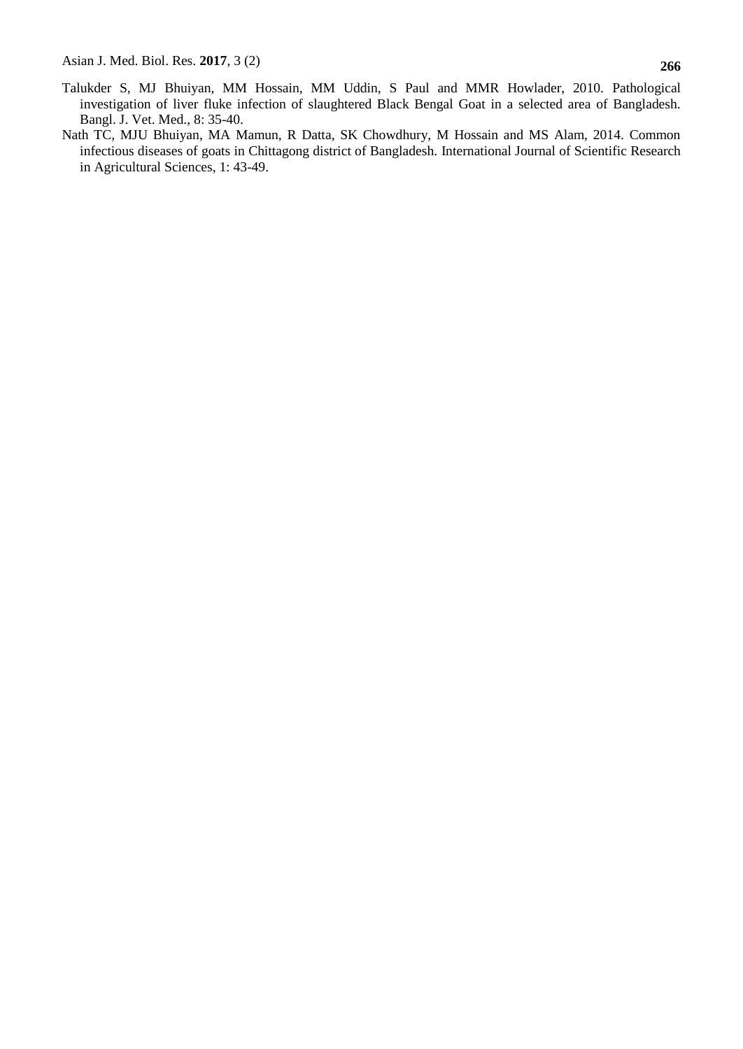Talukder S, MJ Bhuiyan, MM Hossain, MM Uddin, S Paul and MMR Howlader, 2010. Pathological investigation of liver fluke infection of slaughtered Black Bengal Goat in a selected area of Bangladesh. Bangl. J. Vet. Med., 8: 35-40.

Nath TC, MJU Bhuiyan, MA Mamun, R Datta, SK Chowdhury, M Hossain and MS Alam, 2014. Common infectious diseases of goats in Chittagong district of Bangladesh. International Journal of Scientific Research in Agricultural Sciences, 1: 43-49.